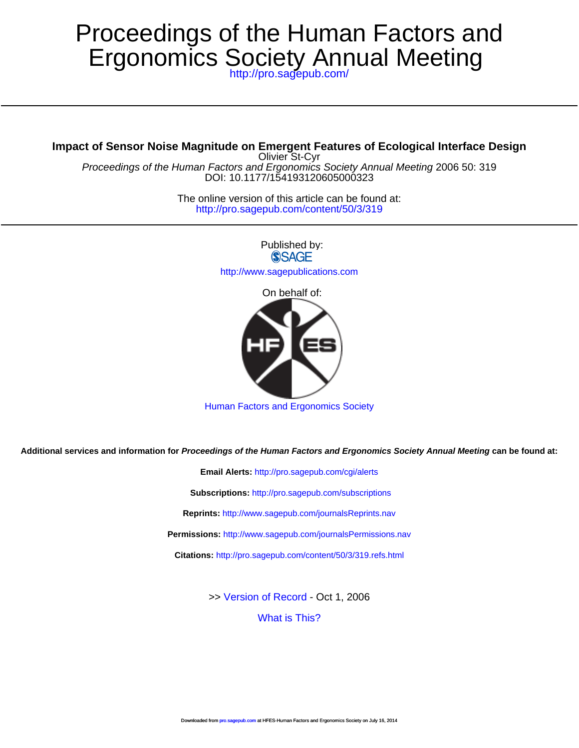# Proceedings of the Human Factors and Ergonomics Society Annual Meeting

http://pro.sagepub.com/

---

**Impact of Sensor Noise Magnitude on Emergent Features of Ecological Interface Design**

Olivier St-Cyr

*Proceedings of the Human Factors and Ergonomics Society Annual Meeting* 2006 50: 319

DOI: 10.1177/154193120605000323

The online version of this article can be found at:
http://pro.sagepub.com/content/50/3/319

---

Published by:

SAGE

http://www.sagepublications.com

On behalf of:

Human Factors and Ergonomics Society

**Additional services and information for *Proceedings of the Human Factors and Ergonomics Society Annual Meeting* can be found at:**

**Email Alerts:** http://pro.sagepub.com/cgi/alerts

**Subscriptions:** http://pro.sagepub.com/subscriptions

**Reprints:** http://www.sagepub.com/journalsReprints.nav

**Permissions:** http://www.sagepub.com/journalsPermissions.nav

**Citations:** http://pro.sagepub.com/content/50/3/319.refs.html

>> Version of Record - Oct 1, 2006

What is This?

Downloaded from pro.sagepub.com at HFES-Human Factors and Ergonomics Society on July 16, 2014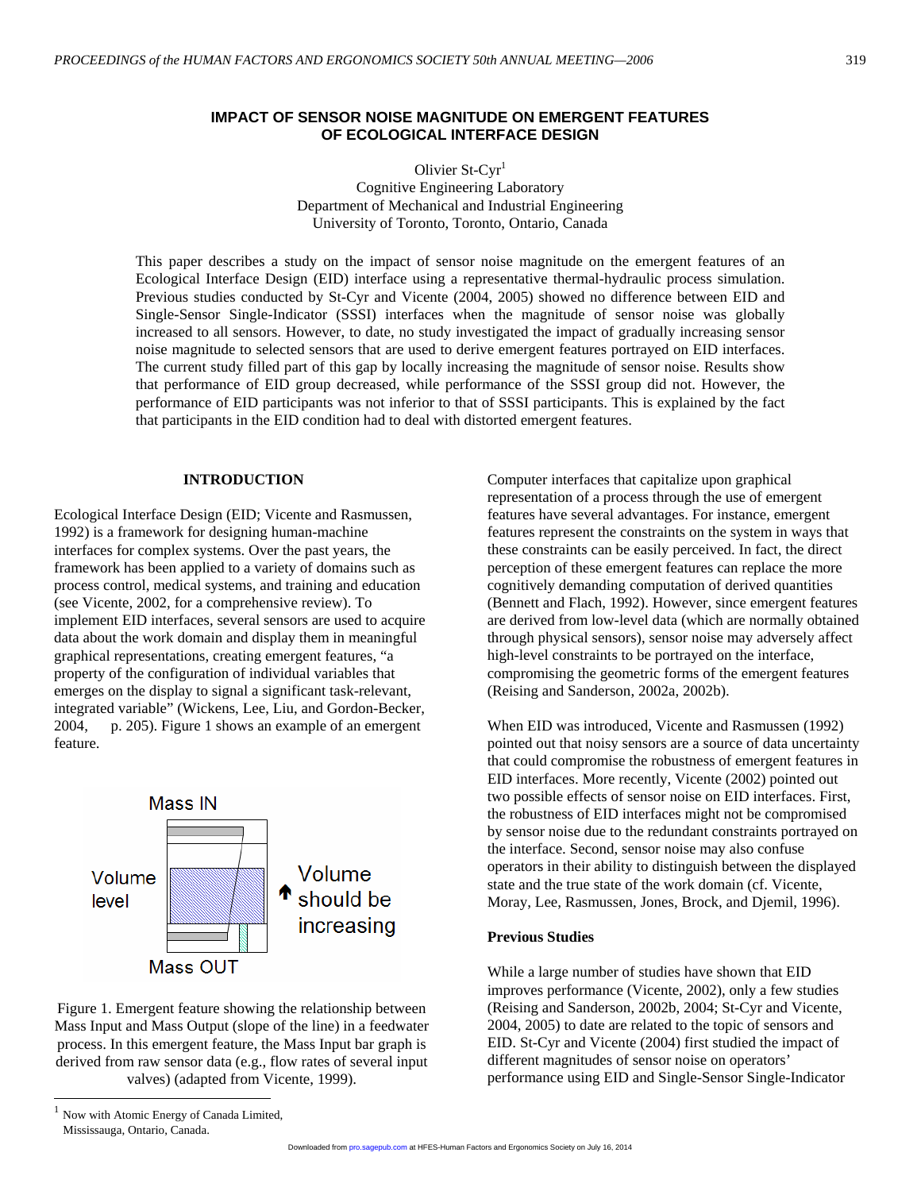# IMPACT OF SENSOR NOISE MAGNITUDE ON EMERGENT FEATURES OF ECOLOGICAL INTERFACE DESIGN

Olivier St-Cyr[1]
Cognitive Engineering Laboratory
Department of Mechanical and Industrial Engineering
University of Toronto, Toronto, Ontario, Canada

This paper describes a study on the impact of sensor noise magnitude on the emergent features of an Ecological Interface Design (EID) interface using a representative thermal-hydraulic process simulation. Previous studies conducted by St-Cyr and Vicente (2004, 2005) showed no difference between EID and Single-Sensor Single-Indicator (SSSI) interfaces when the magnitude of sensor noise was globally increased to all sensors. However, to date, no study investigated the impact of gradually increasing sensor noise magnitude to selected sensors that are used to derive emergent features portrayed on EID interfaces. The current study filled part of this gap by locally increasing the magnitude of sensor noise. Results show that performance of EID group decreased, while performance of the SSSI group did not. However, the performance of EID participants was not inferior to that of SSSI participants. This is explained by the fact that participants in the EID condition had to deal with distorted emergent features.

## INTRODUCTION

Ecological Interface Design (EID; Vicente and Rasmussen, 1992) is a framework for designing human-machine interfaces for complex systems. Over the past years, the framework has been applied to a variety of domains such as process control, medical systems, and training and education (see Vicente, 2002, for a comprehensive review). To implement EID interfaces, several sensors are used to acquire data about the work domain and display them in meaningful graphical representations, creating emergent features, "a property of the configuration of individual variables that emerges on the display to signal a significant task-relevant, integrated variable" (Wickens, Lee, Liu, and Gordon-Becker, 2004, p. 205). Figure 1 shows an example of an emergent feature.

Figure 1. Emergent feature showing the relationship between Mass Input and Mass Output (slope of the line) in a feedwater process. In this emergent feature, the Mass Input bar graph is derived from raw sensor data (e.g., flow rates of several input valves) (adapted from Vicente, 1999).

Computer interfaces that capitalize upon graphical representation of a process through the use of emergent features have several advantages. For instance, emergent features represent the constraints on the system in ways that these constraints can be easily perceived. In fact, the direct perception of these emergent features can replace the more cognitively demanding computation of derived quantities (Bennett and Flach, 1992). However, since emergent features are derived from low-level data (which are normally obtained through physical sensors), sensor noise may adversely affect high-level constraints to be portrayed on the interface, compromising the geometric forms of the emergent features (Reising and Sanderson, 2002a, 2002b).

When EID was introduced, Vicente and Rasmussen (1992) pointed out that noisy sensors are a source of data uncertainty that could compromise the robustness of emergent features in EID interfaces. More recently, Vicente (2002) pointed out two possible effects of sensor noise on EID interfaces. First, the robustness of EID interfaces might not be compromised by sensor noise due to the redundant constraints portrayed on the interface. Second, sensor noise may also confuse operators in their ability to distinguish between the displayed state and the true state of the work domain (cf. Vicente, Moray, Lee, Rasmussen, Jones, Brock, and Djemil, 1996).

### Previous Studies

While a large number of studies have shown that EID improves performance (Vicente, 2002), only a few studies (Reising and Sanderson, 2002b, 2004; St-Cyr and Vicente, 2004, 2005) to date are related to the topic of sensors and EID. St-Cyr and Vicente (2004) first studied the impact of different magnitudes of sensor noise on operators' performance using EID and Single-Sensor Single-Indicator

[1] Now with Atomic Energy of Canada Limited, Mississauga, Ontario, Canada.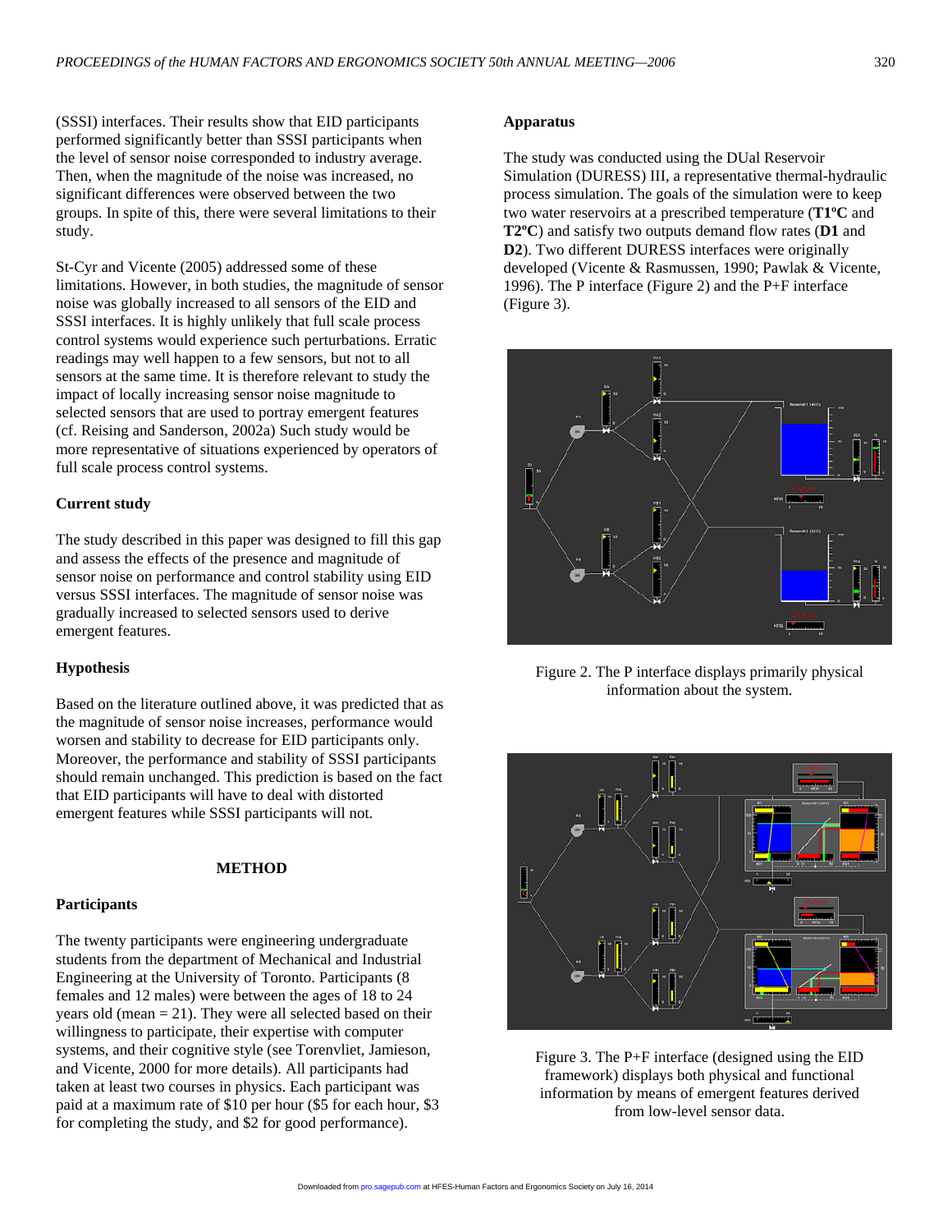(SSSI) interfaces. Their results show that EID participants performed significantly better than SSSI participants when the level of sensor noise corresponded to industry average. Then, when the magnitude of the noise was increased, no significant differences were observed between the two groups. In spite of this, there were several limitations to their study.

St-Cyr and Vicente (2005) addressed some of these limitations. However, in both studies, the magnitude of sensor noise was globally increased to all sensors of the EID and SSSI interfaces. It is highly unlikely that full scale process control systems would experience such perturbations. Erratic readings may well happen to a few sensors, but not to all sensors at the same time. It is therefore relevant to study the impact of locally increasing sensor noise magnitude to selected sensors that are used to portray emergent features (cf. Reising and Sanderson, 2002a) Such study would be more representative of situations experienced by operators of full scale process control systems.

### Current study

The study described in this paper was designed to fill this gap and assess the effects of the presence and magnitude of sensor noise on performance and control stability using EID versus SSSI interfaces. The magnitude of sensor noise was gradually increased to selected sensors used to derive emergent features.

### Hypothesis

Based on the literature outlined above, it was predicted that as the magnitude of sensor noise increases, performance would worsen and stability to decrease for EID participants only. Moreover, the performance and stability of SSSI participants should remain unchanged. This prediction is based on the fact that EID participants will have to deal with distorted emergent features while SSSI participants will not.

## METHOD

### Participants

The twenty participants were engineering undergraduate students from the department of Mechanical and Industrial Engineering at the University of Toronto. Participants (8 females and 12 males) were between the ages of 18 to 24 years old (mean = 21). They were all selected based on their willingness to participate, their expertise with computer systems, and their cognitive style (see Torenvliet, Jamieson, and Vicente, 2000 for more details). All participants had taken at least two courses in physics. Each participant was paid at a maximum rate of $10 per hour ($5 for each hour, $3 for completing the study, and $2 for good performance).

### Apparatus

The study was conducted using the DUal Reservoir Simulation (DURESS) III, a representative thermal-hydraulic process simulation. The goals of the simulation were to keep two water reservoirs at a prescribed temperature (**T1ºC** and **T2ºC**) and satisfy two outputs demand flow rates (**D1** and **D2**). Two different DURESS interfaces were originally developed (Vicente & Rasmussen, 1990; Pawlak & Vicente, 1996). The P interface (Figure 2) and the P+F interface (Figure 3).

Figure 2. The P interface displays primarily physical information about the system.

Figure 3. The P+F interface (designed using the EID framework) displays both physical and functional information by means of emergent features derived from low-level sensor data.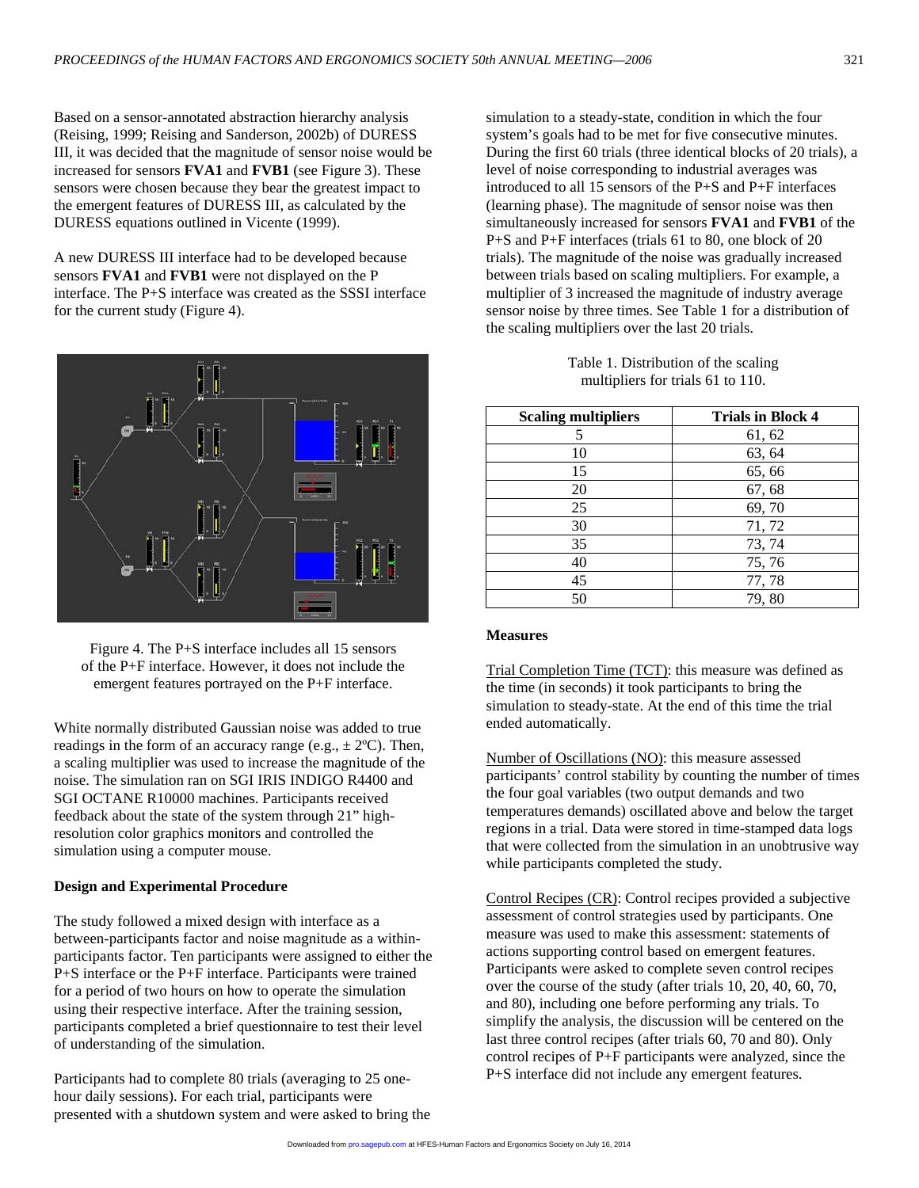Based on a sensor-annotated abstraction hierarchy analysis (Reising, 1999; Reising and Sanderson, 2002b) of DURESS III, it was decided that the magnitude of sensor noise would be increased for sensors **FVA1** and **FVB1** (see Figure 3). These sensors were chosen because they bear the greatest impact to the emergent features of DURESS III, as calculated by the DURESS equations outlined in Vicente (1999).

A new DURESS III interface had to be developed because sensors **FVA1** and **FVB1** were not displayed on the P interface. The P+S interface was created as the SSSI interface for the current study (Figure 4).

Figure 4. The P+S interface includes all 15 sensors of the P+F interface. However, it does not include the emergent features portrayed on the P+F interface.

White normally distributed Gaussian noise was added to true readings in the form of an accuracy range (e.g., ± 2ºC). Then, a scaling multiplier was used to increase the magnitude of the noise. The simulation ran on SGI IRIS INDIGO R4400 and SGI OCTANE R10000 machines. Participants received feedback about the state of the system through 21" high-resolution color graphics monitors and controlled the simulation using a computer mouse.

**Design and Experimental Procedure**

The study followed a mixed design with interface as a between-participants factor and noise magnitude as a within-participants factor. Ten participants were assigned to either the P+S interface or the P+F interface. Participants were trained for a period of two hours on how to operate the simulation using their respective interface. After the training session, participants completed a brief questionnaire to test their level of understanding of the simulation.

Participants had to complete 80 trials (averaging to 25 one-hour daily sessions). For each trial, participants were presented with a shutdown system and were asked to bring the simulation to a steady-state, condition in which the four system's goals had to be met for five consecutive minutes. During the first 60 trials (three identical blocks of 20 trials), a level of noise corresponding to industrial averages was introduced to all 15 sensors of the P+S and P+F interfaces (learning phase). The magnitude of sensor noise was then simultaneously increased for sensors **FVA1** and **FVB1** of the P+S and P+F interfaces (trials 61 to 80, one block of 20 trials). The magnitude of the noise was gradually increased between trials based on scaling multipliers. For example, a multiplier of 3 increased the magnitude of industry average sensor noise by three times. See Table 1 for a distribution of the scaling multipliers over the last 20 trials.

Table 1. Distribution of the scaling multipliers for trials 61 to 110.

| Scaling multipliers | Trials in Block 4 |
|---|---|
| 5 | 61, 62 |
| 10 | 63, 64 |
| 15 | 65, 66 |
| 20 | 67, 68 |
| 25 | 69, 70 |
| 30 | 71, 72 |
| 35 | 73, 74 |
| 40 | 75, 76 |
| 45 | 77, 78 |
| 50 | 79, 80 |

**Measures**

Trial Completion Time (TCT): this measure was defined as the time (in seconds) it took participants to bring the simulation to steady-state. At the end of this time the trial ended automatically.

Number of Oscillations (NO): this measure assessed participants' control stability by counting the number of times the four goal variables (two output demands and two temperatures demands) oscillated above and below the target regions in a trial. Data were stored in time-stamped data logs that were collected from the simulation in an unobtrusive way while participants completed the study.

Control Recipes (CR): Control recipes provided a subjective assessment of control strategies used by participants. One measure was used to make this assessment: statements of actions supporting control based on emergent features. Participants were asked to complete seven control recipes over the course of the study (after trials 10, 20, 40, 60, 70, and 80), including one before performing any trials. To simplify the analysis, the discussion will be centered on the last three control recipes (after trials 60, 70 and 80). Only control recipes of P+F participants were analyzed, since the P+S interface did not include any emergent features.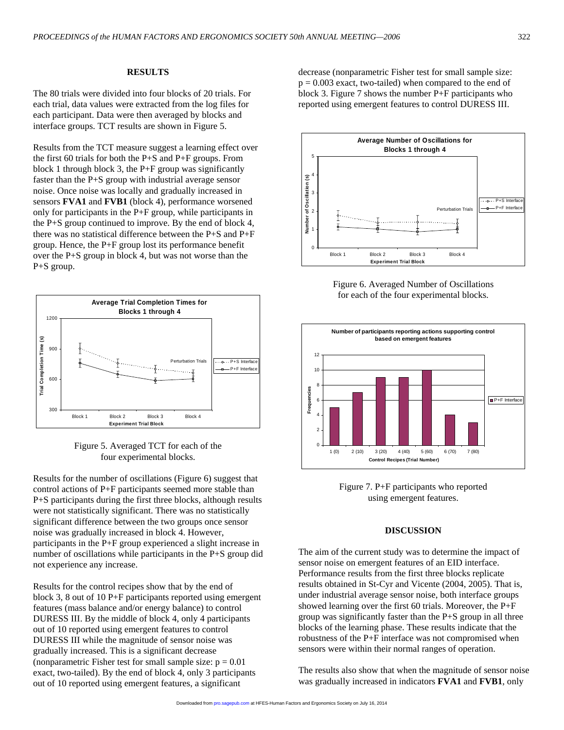## RESULTS

The 80 trials were divided into four blocks of 20 trials. For each trial, data values were extracted from the log files for each participant. Data were then averaged by blocks and interface groups. TCT results are shown in Figure 5.

Results from the TCT measure suggest a learning effect over the first 60 trials for both the P+S and P+F groups. From block 1 through block 3, the P+F group was significantly faster than the P+S group with industrial average sensor noise. Once noise was locally and gradually increased in sensors **FVA1** and **FVB1** (block 4), performance worsened only for participants in the P+F group, while participants in the P+S group continued to improve. By the end of block 4, there was no statistical difference between the P+S and P+F group. Hence, the P+F group lost its performance benefit over the P+S group in block 4, but was not worse than the P+S group.

Figure 5. Averaged TCT for each of the four experimental blocks.

Results for the number of oscillations (Figure 6) suggest that control actions of P+F participants seemed more stable than P+S participants during the first three blocks, although results were not statistically significant. There was no statistically significant difference between the two groups once sensor noise was gradually increased in block 4. However, participants in the P+F group experienced a slight increase in number of oscillations while participants in the P+S group did not experience any increase.

Results for the control recipes show that by the end of block 3, 8 out of 10 P+F participants reported using emergent features (mass balance and/or energy balance) to control DURESS III. By the middle of block 4, only 4 participants out of 10 reported using emergent features to control DURESS III while the magnitude of sensor noise was gradually increased. This is a significant decrease (nonparametric Fisher test for small sample size: $p = 0.01$ exact, two-tailed). By the end of block 4, only 3 participants out of 10 reported using emergent features, a significant decrease (nonparametric Fisher test for small sample size: $p = 0.003$ exact, two-tailed) when compared to the end of block 3. Figure 7 shows the number P+F participants who reported using emergent features to control DURESS III.

Figure 6. Averaged Number of Oscillations for each of the four experimental blocks.

Figure 7. P+F participants who reported using emergent features.

## DISCUSSION

The aim of the current study was to determine the impact of sensor noise on emergent features of an EID interface. Performance results from the first three blocks replicate results obtained in St-Cyr and Vicente (2004, 2005). That is, under industrial average sensor noise, both interface groups showed learning over the first 60 trials. Moreover, the P+F group was significantly faster than the P+S group in all three blocks of the learning phase. These results indicate that the robustness of the P+F interface was not compromised when sensors were within their normal ranges of operation.

The results also show that when the magnitude of sensor noise was gradually increased in indicators **FVA1** and **FVB1**, only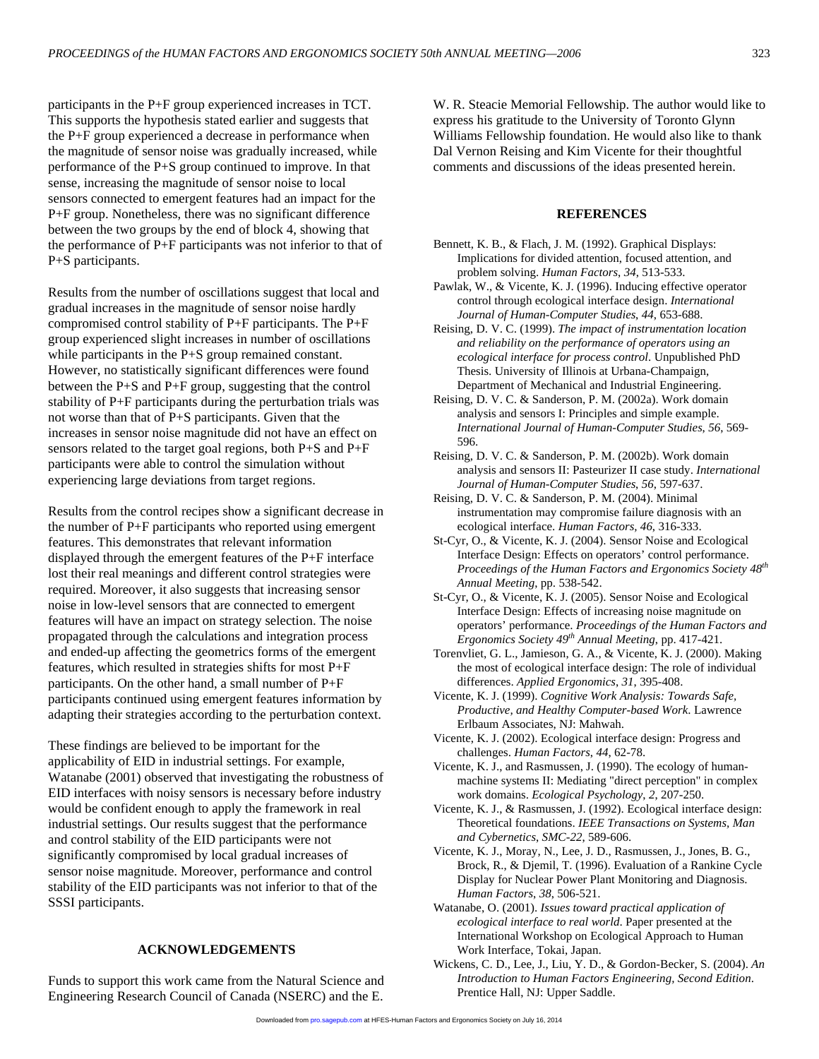participants in the P+F group experienced increases in TCT. This supports the hypothesis stated earlier and suggests that the P+F group experienced a decrease in performance when the magnitude of sensor noise was gradually increased, while performance of the P+S group continued to improve. In that sense, increasing the magnitude of sensor noise to local sensors connected to emergent features had an impact for the P+F group. Nonetheless, there was no significant difference between the two groups by the end of block 4, showing that the performance of P+F participants was not inferior to that of P+S participants.

Results from the number of oscillations suggest that local and gradual increases in the magnitude of sensor noise hardly compromised control stability of P+F participants. The P+F group experienced slight increases in number of oscillations while participants in the P+S group remained constant. However, no statistically significant differences were found between the P+S and P+F group, suggesting that the control stability of P+F participants during the perturbation trials was not worse than that of P+S participants. Given that the increases in sensor noise magnitude did not have an effect on sensors related to the target goal regions, both P+S and P+F participants were able to control the simulation without experiencing large deviations from target regions.

Results from the control recipes show a significant decrease in the number of P+F participants who reported using emergent features. This demonstrates that relevant information displayed through the emergent features of the P+F interface lost their real meanings and different control strategies were required. Moreover, it also suggests that increasing sensor noise in low-level sensors that are connected to emergent features will have an impact on strategy selection. The noise propagated through the calculations and integration process and ended-up affecting the geometrics forms of the emergent features, which resulted in strategies shifts for most P+F participants. On the other hand, a small number of P+F participants continued using emergent features information by adapting their strategies according to the perturbation context.

These findings are believed to be important for the applicability of EID in industrial settings. For example, Watanabe (2001) observed that investigating the robustness of EID interfaces with noisy sensors is necessary before industry would be confident enough to apply the framework in real industrial settings. Our results suggest that the performance and control stability of the EID participants were not significantly compromised by local gradual increases of sensor noise magnitude. Moreover, performance and control stability of the EID participants was not inferior to that of the SSSI participants.

## ACKNOWLEDGEMENTS

Funds to support this work came from the Natural Science and Engineering Research Council of Canada (NSERC) and the E. W. R. Steacie Memorial Fellowship. The author would like to express his gratitude to the University of Toronto Glynn Williams Fellowship foundation. He would also like to thank Dal Vernon Reising and Kim Vicente for their thoughtful comments and discussions of the ideas presented herein.

## REFERENCES

Bennett, K. B., & Flach, J. M. (1992). Graphical Displays: Implications for divided attention, focused attention, and problem solving. *Human Factors*, *34*, 513-533.

Pawlak, W., & Vicente, K. J. (1996). Inducing effective operator control through ecological interface design. *International Journal of Human-Computer Studies*, *44*, 653-688.

Reising, D. V. C. (1999). *The impact of instrumentation location and reliability on the performance of operators using an ecological interface for process control*. Unpublished PhD Thesis. University of Illinois at Urbana-Champaign, Department of Mechanical and Industrial Engineering.

Reising, D. V. C. & Sanderson, P. M. (2002a). Work domain analysis and sensors I: Principles and simple example. *International Journal of Human-Computer Studies, 56*, 569-596.

Reising, D. V. C. & Sanderson, P. M. (2002b). Work domain analysis and sensors II: Pasteurizer II case study. *International Journal of Human-Computer Studies*, *56*, 597-637.

Reising, D. V. C. & Sanderson, P. M. (2004). Minimal instrumentation may compromise failure diagnosis with an ecological interface. *Human Factors*, *46*, 316-333.

St-Cyr, O., & Vicente, K. J. (2004). Sensor Noise and Ecological Interface Design: Effects on operators' control performance. *Proceedings of the Human Factors and Ergonomics Society 48th Annual Meeting*, pp. 538-542.

St-Cyr, O., & Vicente, K. J. (2005). Sensor Noise and Ecological Interface Design: Effects of increasing noise magnitude on operators' performance. *Proceedings of the Human Factors and Ergonomics Society 49th Annual Meeting*, pp. 417-421.

Torenvliet, G. L., Jamieson, G. A., & Vicente, K. J. (2000). Making the most of ecological interface design: The role of individual differences. *Applied Ergonomics*, *31*, 395-408.

Vicente, K. J. (1999). *Cognitive Work Analysis: Towards Safe, Productive, and Healthy Computer-based Work*. Lawrence Erlbaum Associates, NJ: Mahwah.

Vicente, K. J. (2002). Ecological interface design: Progress and challenges. *Human Factors*, *44*, 62-78.

Vicente, K. J., and Rasmussen, J. (1990). The ecology of human-machine systems II: Mediating "direct perception" in complex work domains. *Ecological Psychology*, *2*, 207-250.

Vicente, K. J., & Rasmussen, J. (1992). Ecological interface design: Theoretical foundations. *IEEE Transactions on Systems, Man and Cybernetics*, *SMC-22*, 589-606.

Vicente, K. J., Moray, N., Lee, J. D., Rasmussen, J., Jones, B. G., Brock, R., & Djemil, T. (1996). Evaluation of a Rankine Cycle Display for Nuclear Power Plant Monitoring and Diagnosis. *Human Factors*, *38*, 506-521.

Watanabe, O. (2001). *Issues toward practical application of ecological interface to real world*. Paper presented at the International Workshop on Ecological Approach to Human Work Interface, Tokai, Japan.

Wickens, C. D., Lee, J., Liu, Y. D., & Gordon-Becker, S. (2004). *An Introduction to Human Factors Engineering, Second Edition*. Prentice Hall, NJ: Upper Saddle.